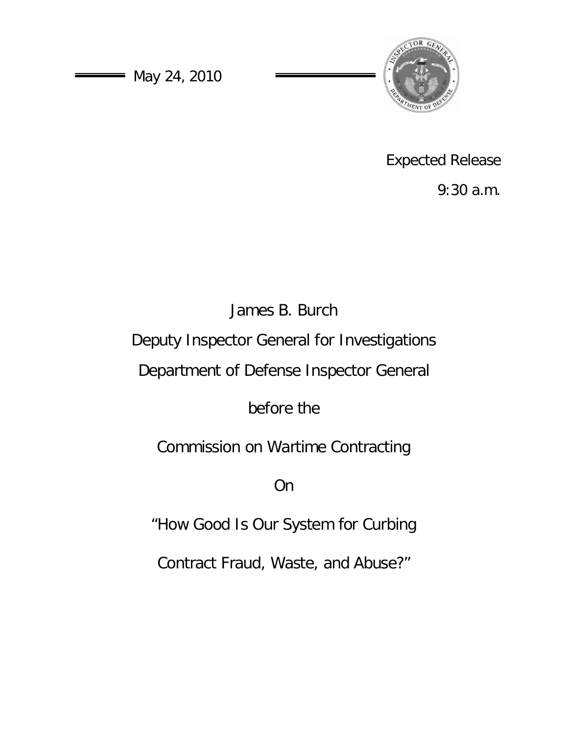May 24, 2010

Expected Release

9:30 a.m.

James B. Burch

Deputy Inspector General for Investigations

Department of Defense Inspector General

before the

Commission on Wartime Contracting

On

"How Good Is Our System for Curbing

Contract Fraud, Waste, and Abuse?"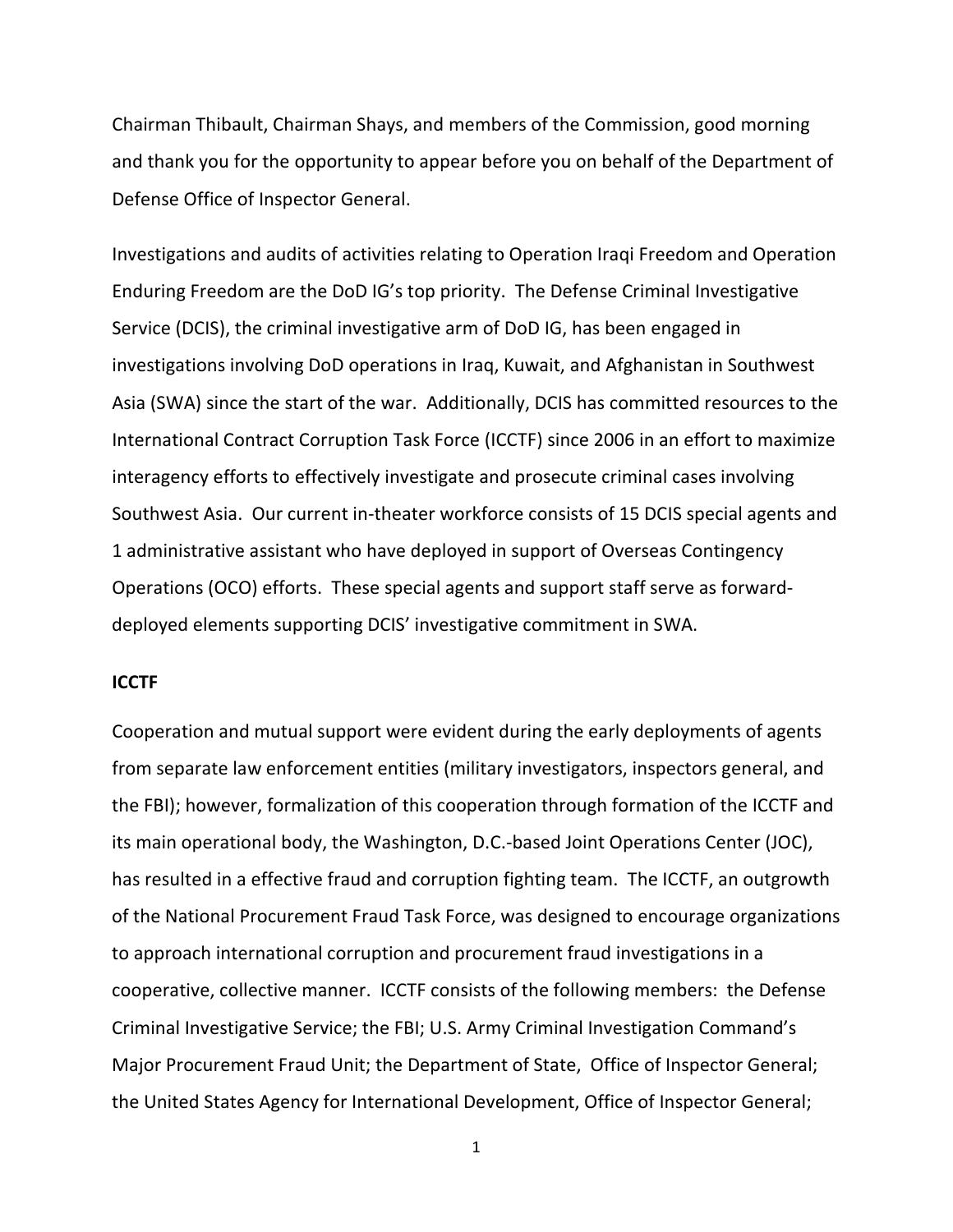Chairman Thibault, Chairman Shays, and members of the Commission, good morning and thank you for the opportunity to appear before you on behalf of the Department of Defense Office of Inspector General.

Investigations and audits of activities relating to Operation Iraqi Freedom and Operation Enduring Freedom are the DoD IG's top priority. The Defense Criminal Investigative Service (DCIS), the criminal investigative arm of DoD IG, has been engaged in investigations involving DoD operations in Iraq, Kuwait, and Afghanistan in Southwest Asia (SWA) since the start of the war. Additionally, DCIS has committed resources to the International Contract Corruption Task Force (ICCTF) since 2006 in an effort to maximize interagency efforts to effectively investigate and prosecute criminal cases involving Southwest Asia. Our current in-theater workforce consists of 15 DCIS special agents and 1 administrative assistant who have deployed in support of Overseas Contingency Operations (OCO) efforts. These special agents and support staff serve as forward-deployed elements supporting DCIS' investigative commitment in SWA.

**ICCTF**

Cooperation and mutual support were evident during the early deployments of agents from separate law enforcement entities (military investigators, inspectors general, and the FBI); however, formalization of this cooperation through formation of the ICCTF and its main operational body, the Washington, D.C.-based Joint Operations Center (JOC), has resulted in a effective fraud and corruption fighting team. The ICCTF, an outgrowth of the National Procurement Fraud Task Force, was designed to encourage organizations to approach international corruption and procurement fraud investigations in a cooperative, collective manner. ICCTF consists of the following members: the Defense Criminal Investigative Service; the FBI; U.S. Army Criminal Investigation Command's Major Procurement Fraud Unit; the Department of State, Office of Inspector General; the United States Agency for International Development, Office of Inspector General;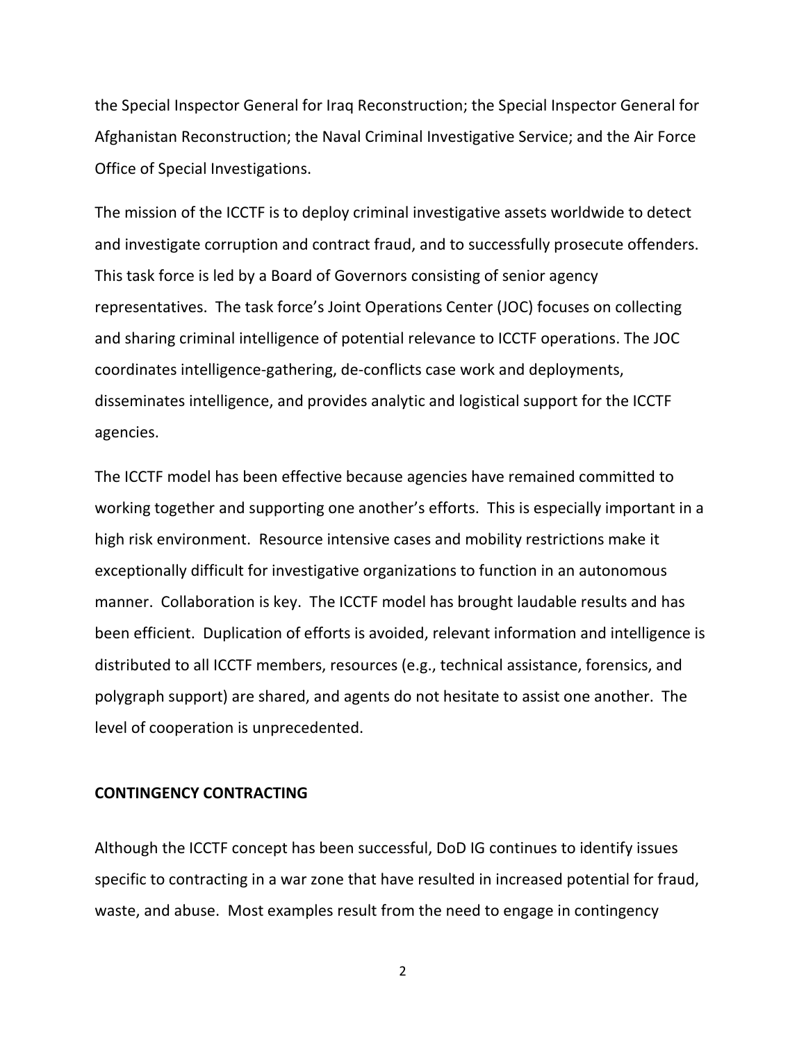the Special Inspector General for Iraq Reconstruction; the Special Inspector General for Afghanistan Reconstruction; the Naval Criminal Investigative Service; and the Air Force Office of Special Investigations.

The mission of the ICCTF is to deploy criminal investigative assets worldwide to detect and investigate corruption and contract fraud, and to successfully prosecute offenders. This task force is led by a Board of Governors consisting of senior agency representatives. The task force's Joint Operations Center (JOC) focuses on collecting and sharing criminal intelligence of potential relevance to ICCTF operations. The JOC coordinates intelligence-gathering, de-conflicts case work and deployments, disseminates intelligence, and provides analytic and logistical support for the ICCTF agencies.

The ICCTF model has been effective because agencies have remained committed to working together and supporting one another's efforts. This is especially important in a high risk environment. Resource intensive cases and mobility restrictions make it exceptionally difficult for investigative organizations to function in an autonomous manner. Collaboration is key. The ICCTF model has brought laudable results and has been efficient. Duplication of efforts is avoided, relevant information and intelligence is distributed to all ICCTF members, resources (e.g., technical assistance, forensics, and polygraph support) are shared, and agents do not hesitate to assist one another. The level of cooperation is unprecedented.

## CONTINGENCY CONTRACTING

Although the ICCTF concept has been successful, DoD IG continues to identify issues specific to contracting in a war zone that have resulted in increased potential for fraud, waste, and abuse. Most examples result from the need to engage in contingency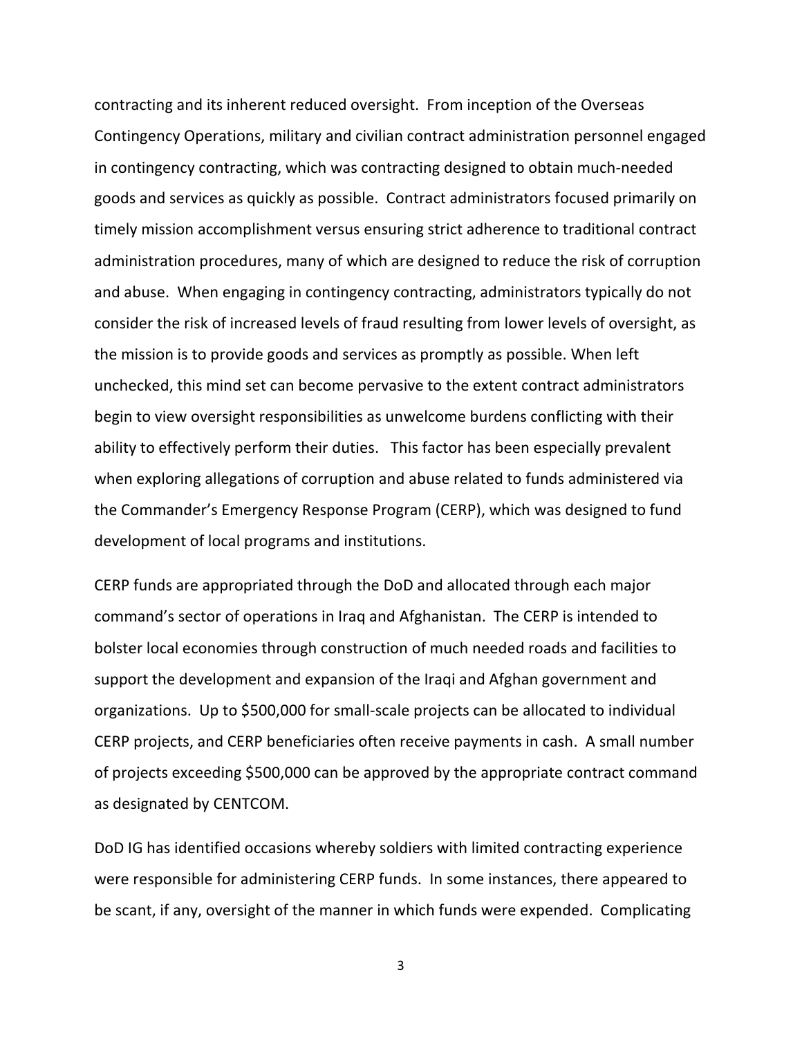contracting and its inherent reduced oversight. From inception of the Overseas Contingency Operations, military and civilian contract administration personnel engaged in contingency contracting, which was contracting designed to obtain much-needed goods and services as quickly as possible. Contract administrators focused primarily on timely mission accomplishment versus ensuring strict adherence to traditional contract administration procedures, many of which are designed to reduce the risk of corruption and abuse. When engaging in contingency contracting, administrators typically do not consider the risk of increased levels of fraud resulting from lower levels of oversight, as the mission is to provide goods and services as promptly as possible. When left unchecked, this mind set can become pervasive to the extent contract administrators begin to view oversight responsibilities as unwelcome burdens conflicting with their ability to effectively perform their duties. This factor has been especially prevalent when exploring allegations of corruption and abuse related to funds administered via the Commander's Emergency Response Program (CERP), which was designed to fund development of local programs and institutions.

CERP funds are appropriated through the DoD and allocated through each major command's sector of operations in Iraq and Afghanistan. The CERP is intended to bolster local economies through construction of much needed roads and facilities to support the development and expansion of the Iraqi and Afghan government and organizations. Up to $500,000 for small-scale projects can be allocated to individual CERP projects, and CERP beneficiaries often receive payments in cash. A small number of projects exceeding $500,000 can be approved by the appropriate contract command as designated by CENTCOM.

DoD IG has identified occasions whereby soldiers with limited contracting experience were responsible for administering CERP funds. In some instances, there appeared to be scant, if any, oversight of the manner in which funds were expended. Complicating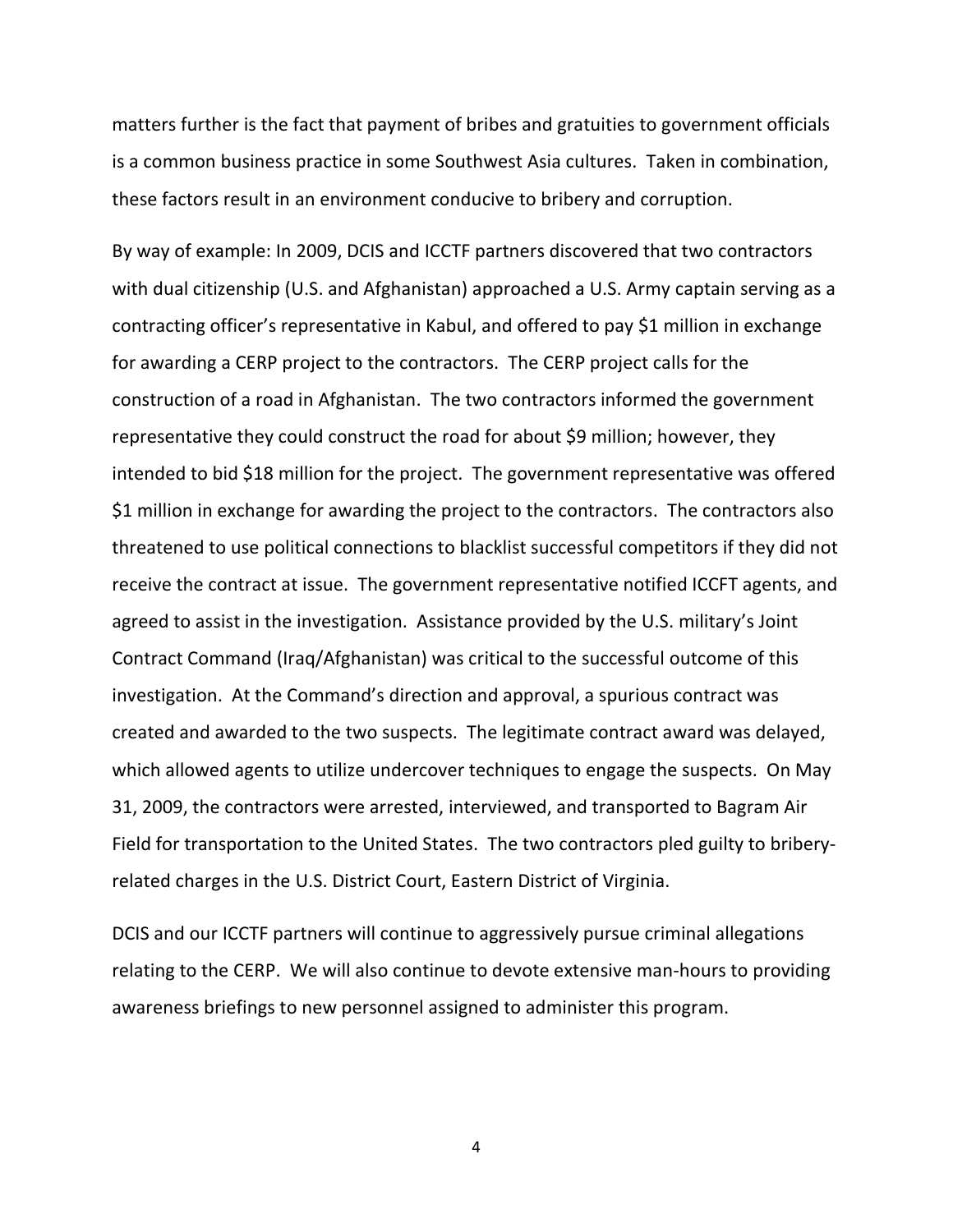matters further is the fact that payment of bribes and gratuities to government officials is a common business practice in some Southwest Asia cultures. Taken in combination, these factors result in an environment conducive to bribery and corruption.

By way of example: In 2009, DCIS and ICCTF partners discovered that two contractors with dual citizenship (U.S. and Afghanistan) approached a U.S. Army captain serving as a contracting officer's representative in Kabul, and offered to pay $1 million in exchange for awarding a CERP project to the contractors. The CERP project calls for the construction of a road in Afghanistan. The two contractors informed the government representative they could construct the road for about $9 million; however, they intended to bid $18 million for the project. The government representative was offered $1 million in exchange for awarding the project to the contractors. The contractors also threatened to use political connections to blacklist successful competitors if they did not receive the contract at issue. The government representative notified ICCFT agents, and agreed to assist in the investigation. Assistance provided by the U.S. military's Joint Contract Command (Iraq/Afghanistan) was critical to the successful outcome of this investigation. At the Command's direction and approval, a spurious contract was created and awarded to the two suspects. The legitimate contract award was delayed, which allowed agents to utilize undercover techniques to engage the suspects. On May 31, 2009, the contractors were arrested, interviewed, and transported to Bagram Air Field for transportation to the United States. The two contractors pled guilty to bribery-related charges in the U.S. District Court, Eastern District of Virginia.

DCIS and our ICCTF partners will continue to aggressively pursue criminal allegations relating to the CERP. We will also continue to devote extensive man-hours to providing awareness briefings to new personnel assigned to administer this program.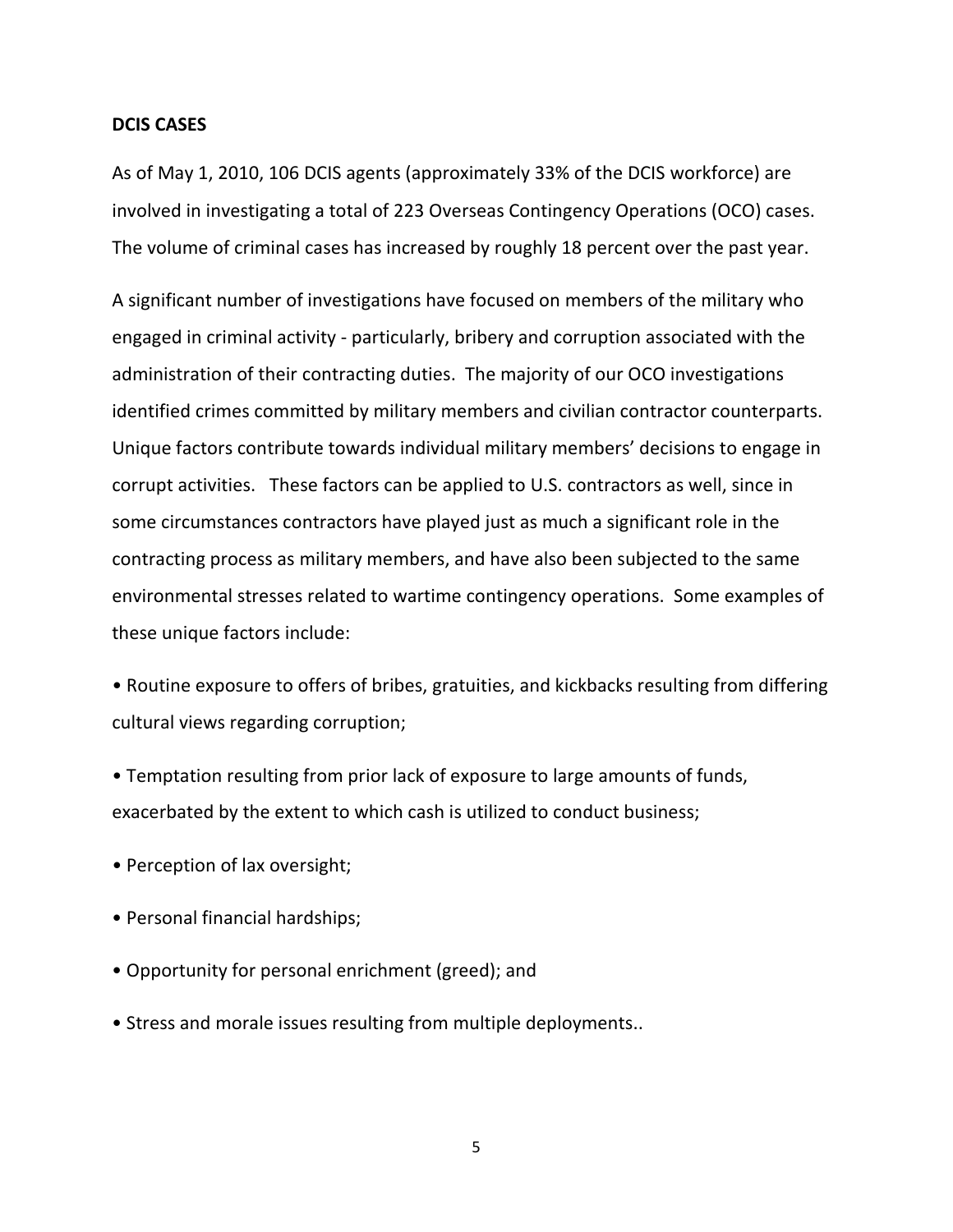**DCIS CASES**

As of May 1, 2010, 106 DCIS agents (approximately 33% of the DCIS workforce) are involved in investigating a total of 223 Overseas Contingency Operations (OCO) cases. The volume of criminal cases has increased by roughly 18 percent over the past year.

A significant number of investigations have focused on members of the military who engaged in criminal activity - particularly, bribery and corruption associated with the administration of their contracting duties. The majority of our OCO investigations identified crimes committed by military members and civilian contractor counterparts. Unique factors contribute towards individual military members' decisions to engage in corrupt activities. These factors can be applied to U.S. contractors as well, since in some circumstances contractors have played just as much a significant role in the contracting process as military members, and have also been subjected to the same environmental stresses related to wartime contingency operations. Some examples of these unique factors include:

- Routine exposure to offers of bribes, gratuities, and kickbacks resulting from differing cultural views regarding corruption;
- Temptation resulting from prior lack of exposure to large amounts of funds, exacerbated by the extent to which cash is utilized to conduct business;
- Perception of lax oversight;
- Personal financial hardships;
- Opportunity for personal enrichment (greed); and
- Stress and morale issues resulting from multiple deployments..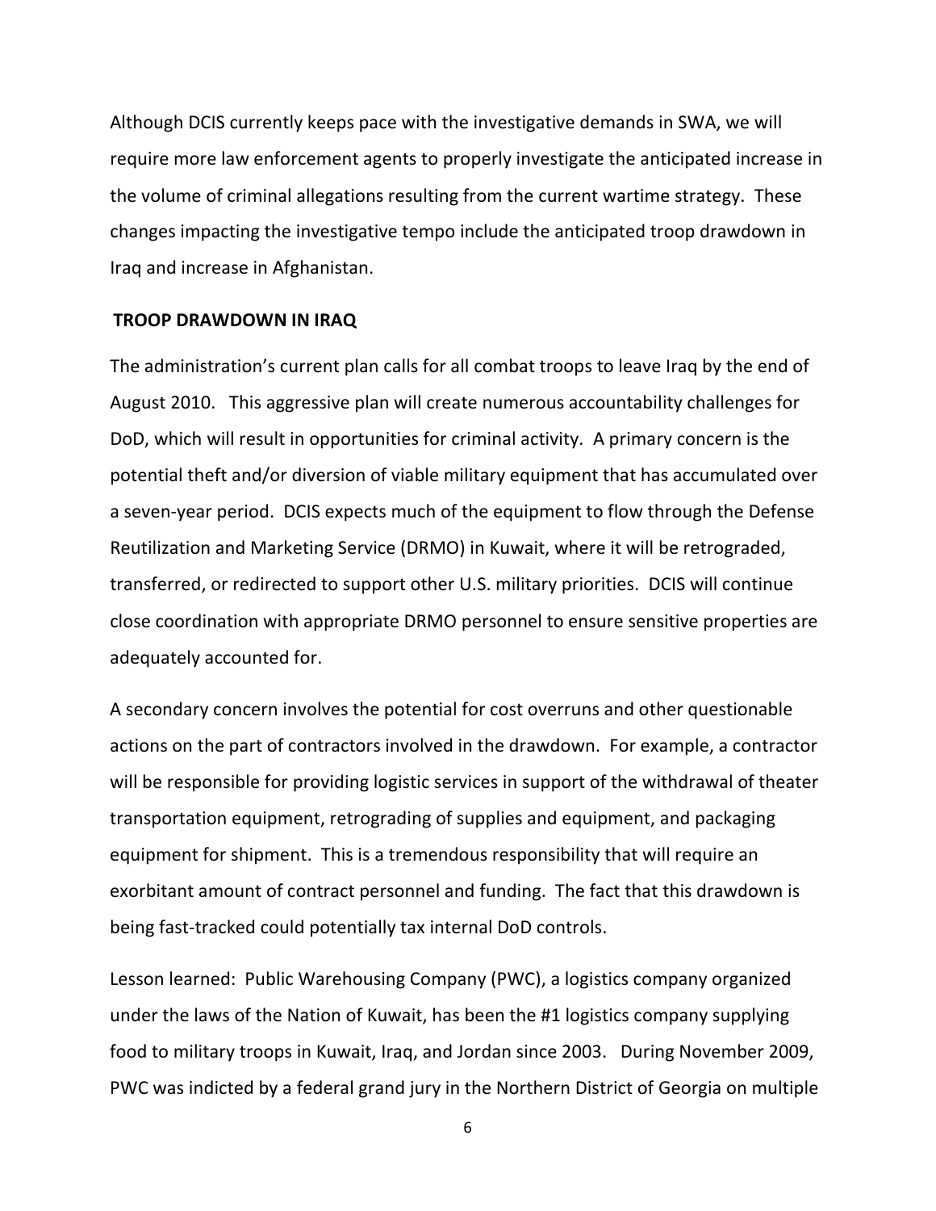Although DCIS currently keeps pace with the investigative demands in SWA, we will require more law enforcement agents to properly investigate the anticipated increase in the volume of criminal allegations resulting from the current wartime strategy. These changes impacting the investigative tempo include the anticipated troop drawdown in Iraq and increase in Afghanistan.

**TROOP DRAWDOWN IN IRAQ**

The administration's current plan calls for all combat troops to leave Iraq by the end of August 2010. This aggressive plan will create numerous accountability challenges for DoD, which will result in opportunities for criminal activity. A primary concern is the potential theft and/or diversion of viable military equipment that has accumulated over a seven-year period. DCIS expects much of the equipment to flow through the Defense Reutilization and Marketing Service (DRMO) in Kuwait, where it will be retrograded, transferred, or redirected to support other U.S. military priorities. DCIS will continue close coordination with appropriate DRMO personnel to ensure sensitive properties are adequately accounted for.

A secondary concern involves the potential for cost overruns and other questionable actions on the part of contractors involved in the drawdown. For example, a contractor will be responsible for providing logistic services in support of the withdrawal of theater transportation equipment, retrograding of supplies and equipment, and packaging equipment for shipment. This is a tremendous responsibility that will require an exorbitant amount of contract personnel and funding. The fact that this drawdown is being fast-tracked could potentially tax internal DoD controls.

Lesson learned: Public Warehousing Company (PWC), a logistics company organized under the laws of the Nation of Kuwait, has been the #1 logistics company supplying food to military troops in Kuwait, Iraq, and Jordan since 2003. During November 2009, PWC was indicted by a federal grand jury in the Northern District of Georgia on multiple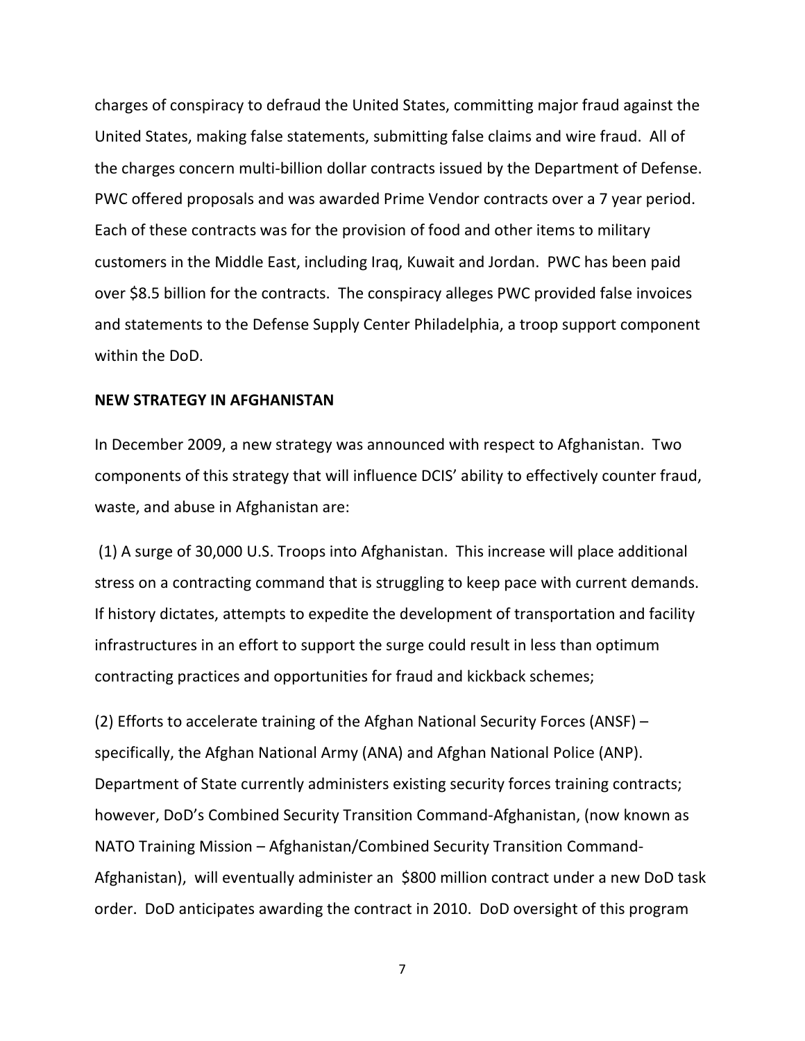charges of conspiracy to defraud the United States, committing major fraud against the United States, making false statements, submitting false claims and wire fraud. All of the charges concern multi-billion dollar contracts issued by the Department of Defense. PWC offered proposals and was awarded Prime Vendor contracts over a 7 year period. Each of these contracts was for the provision of food and other items to military customers in the Middle East, including Iraq, Kuwait and Jordan. PWC has been paid over $8.5 billion for the contracts. The conspiracy alleges PWC provided false invoices and statements to the Defense Supply Center Philadelphia, a troop support component within the DoD.

**NEW STRATEGY IN AFGHANISTAN**

In December 2009, a new strategy was announced with respect to Afghanistan. Two components of this strategy that will influence DCIS' ability to effectively counter fraud, waste, and abuse in Afghanistan are:

(1) A surge of 30,000 U.S. Troops into Afghanistan. This increase will place additional stress on a contracting command that is struggling to keep pace with current demands. If history dictates, attempts to expedite the development of transportation and facility infrastructures in an effort to support the surge could result in less than optimum contracting practices and opportunities for fraud and kickback schemes;

(2) Efforts to accelerate training of the Afghan National Security Forces (ANSF) – specifically, the Afghan National Army (ANA) and Afghan National Police (ANP). Department of State currently administers existing security forces training contracts; however, DoD's Combined Security Transition Command-Afghanistan, (now known as NATO Training Mission – Afghanistan/Combined Security Transition Command-Afghanistan), will eventually administer an $800 million contract under a new DoD task order. DoD anticipates awarding the contract in 2010. DoD oversight of this program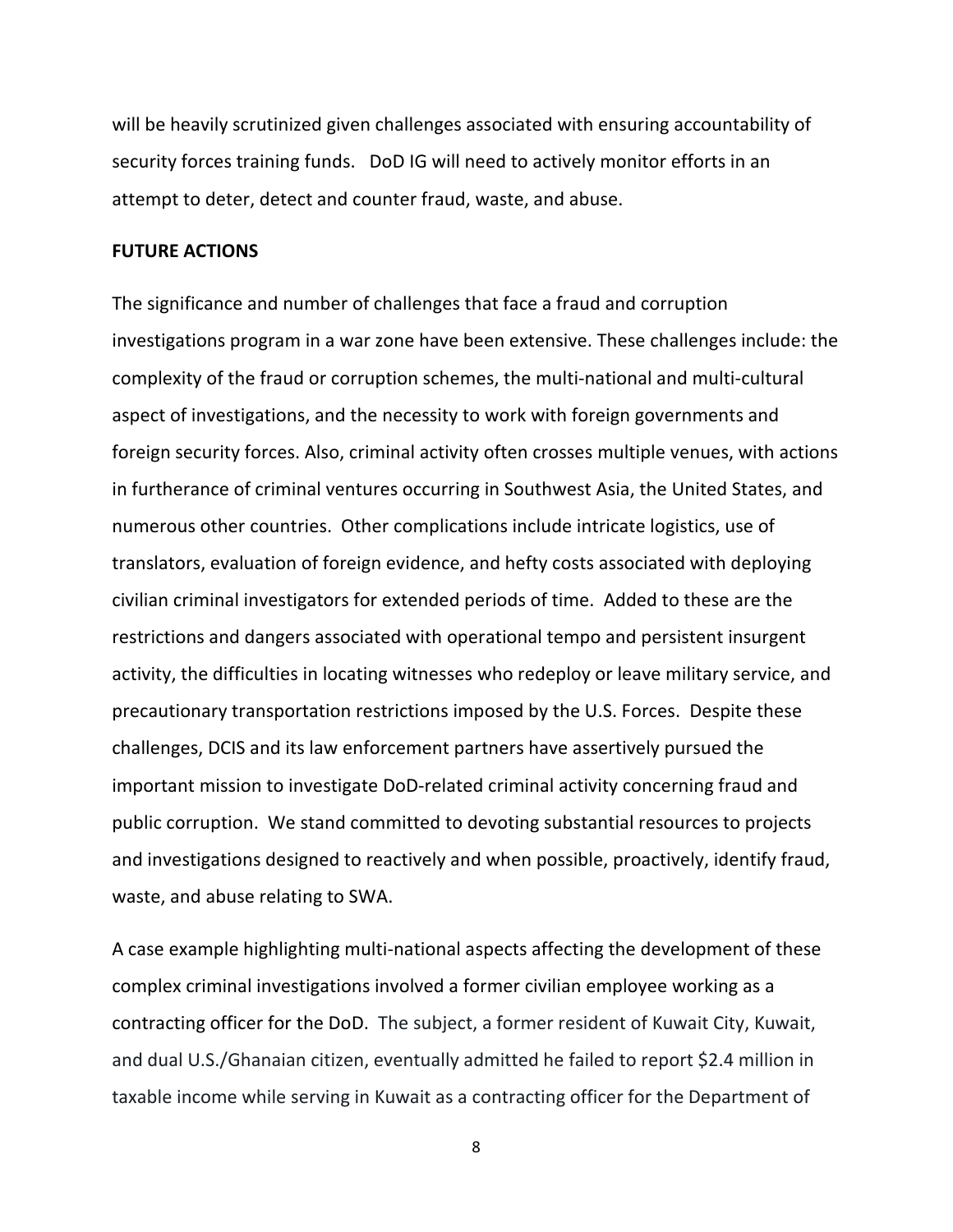will be heavily scrutinized given challenges associated with ensuring accountability of security forces training funds. DoD IG will need to actively monitor efforts in an attempt to deter, detect and counter fraud, waste, and abuse.

**FUTURE ACTIONS**

The significance and number of challenges that face a fraud and corruption investigations program in a war zone have been extensive. These challenges include: the complexity of the fraud or corruption schemes, the multi-national and multi-cultural aspect of investigations, and the necessity to work with foreign governments and foreign security forces. Also, criminal activity often crosses multiple venues, with actions in furtherance of criminal ventures occurring in Southwest Asia, the United States, and numerous other countries. Other complications include intricate logistics, use of translators, evaluation of foreign evidence, and hefty costs associated with deploying civilian criminal investigators for extended periods of time. Added to these are the restrictions and dangers associated with operational tempo and persistent insurgent activity, the difficulties in locating witnesses who redeploy or leave military service, and precautionary transportation restrictions imposed by the U.S. Forces. Despite these challenges, DCIS and its law enforcement partners have assertively pursued the important mission to investigate DoD-related criminal activity concerning fraud and public corruption. We stand committed to devoting substantial resources to projects and investigations designed to reactively and when possible, proactively, identify fraud, waste, and abuse relating to SWA.

A case example highlighting multi-national aspects affecting the development of these complex criminal investigations involved a former civilian employee working as a contracting officer for the DoD. The subject, a former resident of Kuwait City, Kuwait, and dual U.S./Ghanaian citizen, eventually admitted he failed to report $2.4 million in taxable income while serving in Kuwait as a contracting officer for the Department of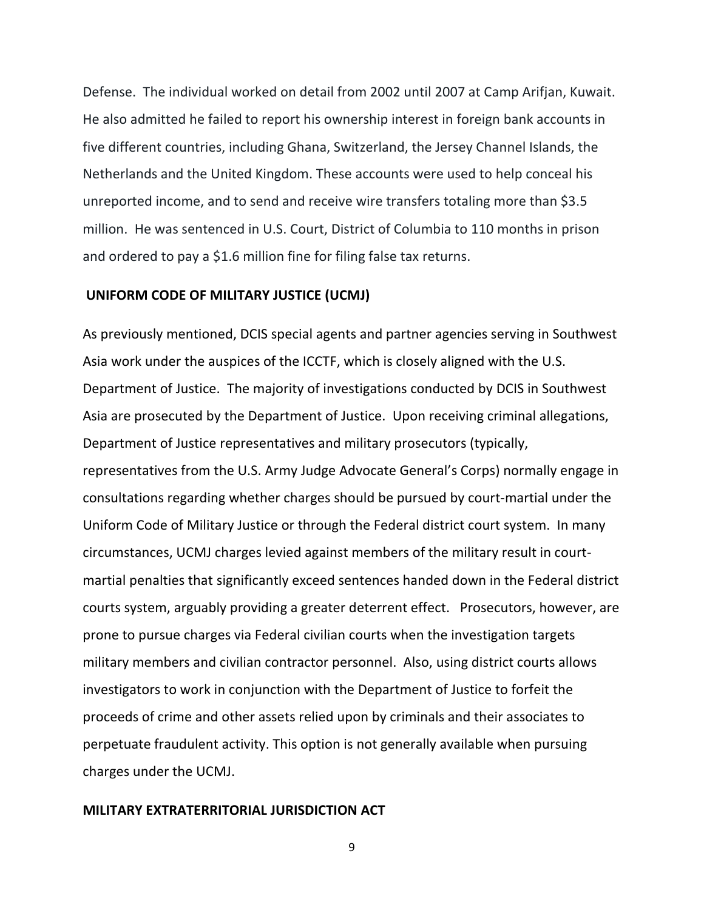Defense. The individual worked on detail from 2002 until 2007 at Camp Arifjan, Kuwait. He also admitted he failed to report his ownership interest in foreign bank accounts in five different countries, including Ghana, Switzerland, the Jersey Channel Islands, the Netherlands and the United Kingdom. These accounts were used to help conceal his unreported income, and to send and receive wire transfers totaling more than $3.5 million. He was sentenced in U.S. Court, District of Columbia to 110 months in prison and ordered to pay a $1.6 million fine for filing false tax returns.

## UNIFORM CODE OF MILITARY JUSTICE (UCMJ)

As previously mentioned, DCIS special agents and partner agencies serving in Southwest Asia work under the auspices of the ICCTF, which is closely aligned with the U.S. Department of Justice. The majority of investigations conducted by DCIS in Southwest Asia are prosecuted by the Department of Justice. Upon receiving criminal allegations, Department of Justice representatives and military prosecutors (typically, representatives from the U.S. Army Judge Advocate General's Corps) normally engage in consultations regarding whether charges should be pursued by court-martial under the Uniform Code of Military Justice or through the Federal district court system. In many circumstances, UCMJ charges levied against members of the military result in court-martial penalties that significantly exceed sentences handed down in the Federal district courts system, arguably providing a greater deterrent effect. Prosecutors, however, are prone to pursue charges via Federal civilian courts when the investigation targets military members and civilian contractor personnel. Also, using district courts allows investigators to work in conjunction with the Department of Justice to forfeit the proceeds of crime and other assets relied upon by criminals and their associates to perpetuate fraudulent activity. This option is not generally available when pursuing charges under the UCMJ.

## MILITARY EXTRATERRITORIAL JURISDICTION ACT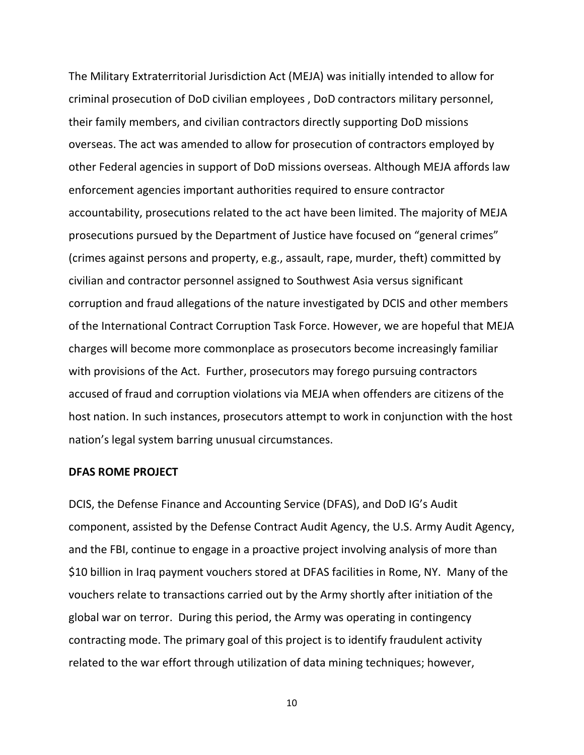The Military Extraterritorial Jurisdiction Act (MEJA) was initially intended to allow for criminal prosecution of DoD civilian employees , DoD contractors military personnel, their family members, and civilian contractors directly supporting DoD missions overseas. The act was amended to allow for prosecution of contractors employed by other Federal agencies in support of DoD missions overseas. Although MEJA affords law enforcement agencies important authorities required to ensure contractor accountability, prosecutions related to the act have been limited. The majority of MEJA prosecutions pursued by the Department of Justice have focused on "general crimes" (crimes against persons and property, e.g., assault, rape, murder, theft) committed by civilian and contractor personnel assigned to Southwest Asia versus significant corruption and fraud allegations of the nature investigated by DCIS and other members of the International Contract Corruption Task Force. However, we are hopeful that MEJA charges will become more commonplace as prosecutors become increasingly familiar with provisions of the Act. Further, prosecutors may forego pursuing contractors accused of fraud and corruption violations via MEJA when offenders are citizens of the host nation. In such instances, prosecutors attempt to work in conjunction with the host nation's legal system barring unusual circumstances.

**DFAS ROME PROJECT**

DCIS, the Defense Finance and Accounting Service (DFAS), and DoD IG's Audit component, assisted by the Defense Contract Audit Agency, the U.S. Army Audit Agency, and the FBI, continue to engage in a proactive project involving analysis of more than $10 billion in Iraq payment vouchers stored at DFAS facilities in Rome, NY. Many of the vouchers relate to transactions carried out by the Army shortly after initiation of the global war on terror. During this period, the Army was operating in contingency contracting mode. The primary goal of this project is to identify fraudulent activity related to the war effort through utilization of data mining techniques; however,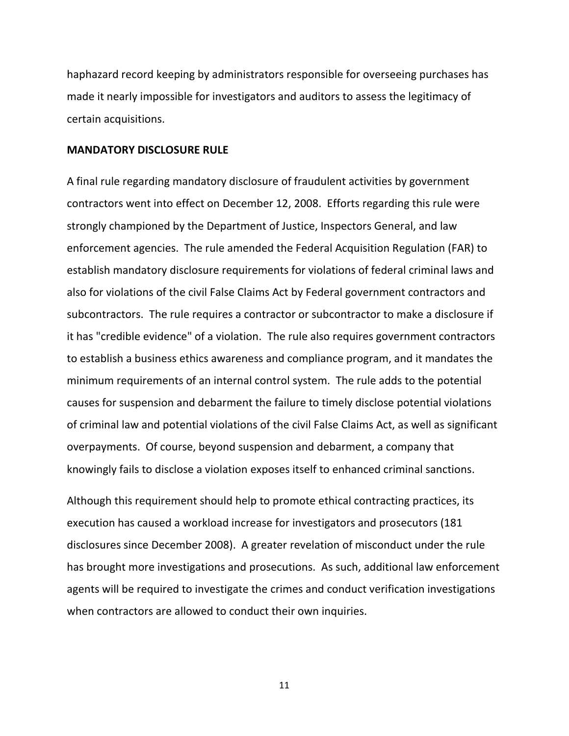haphazard record keeping by administrators responsible for overseeing purchases has made it nearly impossible for investigators and auditors to assess the legitimacy of certain acquisitions.

**MANDATORY DISCLOSURE RULE**

A final rule regarding mandatory disclosure of fraudulent activities by government contractors went into effect on December 12, 2008. Efforts regarding this rule were strongly championed by the Department of Justice, Inspectors General, and law enforcement agencies. The rule amended the Federal Acquisition Regulation (FAR) to establish mandatory disclosure requirements for violations of federal criminal laws and also for violations of the civil False Claims Act by Federal government contractors and subcontractors. The rule requires a contractor or subcontractor to make a disclosure if it has "credible evidence" of a violation. The rule also requires government contractors to establish a business ethics awareness and compliance program, and it mandates the minimum requirements of an internal control system. The rule adds to the potential causes for suspension and debarment the failure to timely disclose potential violations of criminal law and potential violations of the civil False Claims Act, as well as significant overpayments. Of course, beyond suspension and debarment, a company that knowingly fails to disclose a violation exposes itself to enhanced criminal sanctions.

Although this requirement should help to promote ethical contracting practices, its execution has caused a workload increase for investigators and prosecutors (181 disclosures since December 2008). A greater revelation of misconduct under the rule has brought more investigations and prosecutions. As such, additional law enforcement agents will be required to investigate the crimes and conduct verification investigations when contractors are allowed to conduct their own inquiries.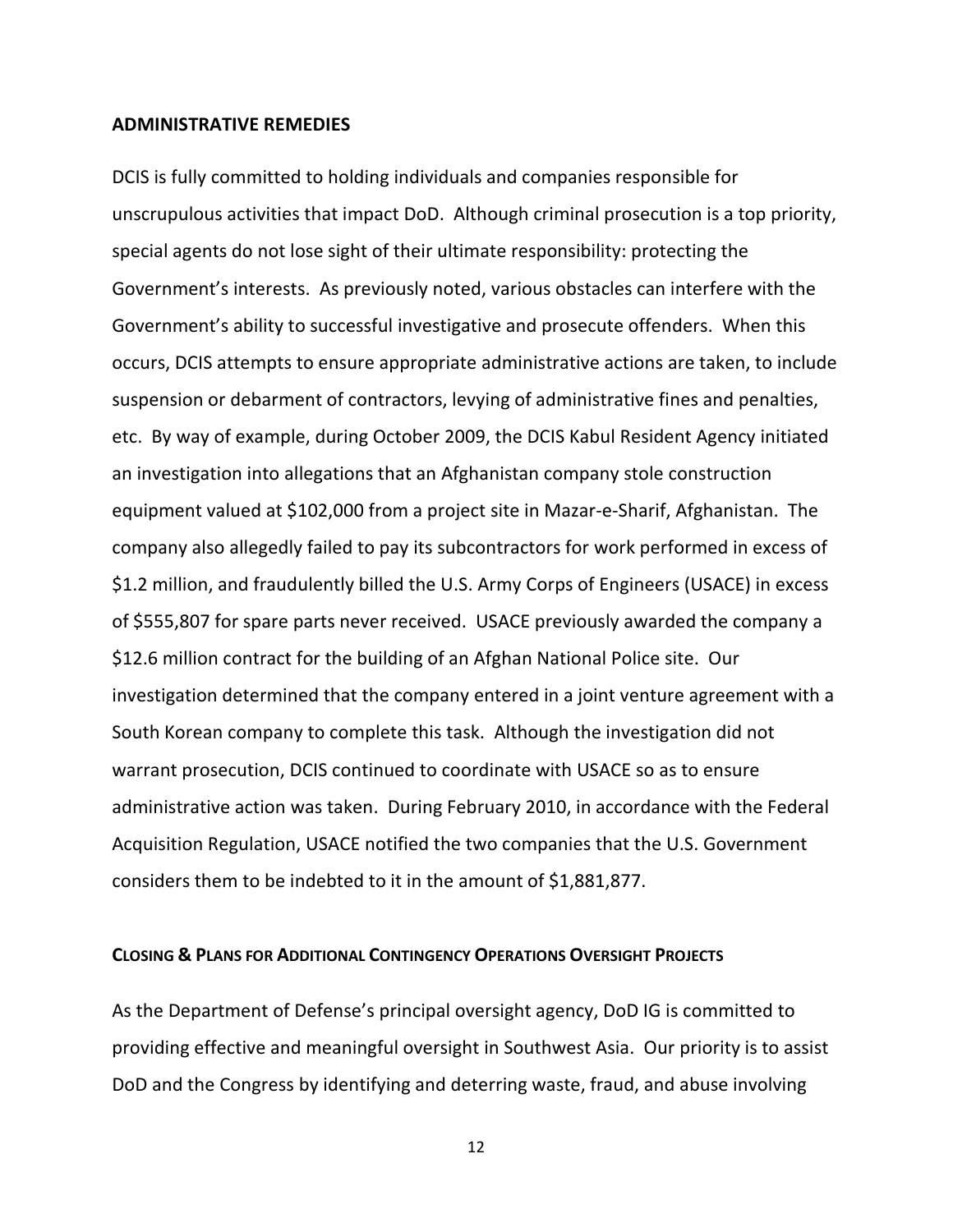## ADMINISTRATIVE REMEDIES

DCIS is fully committed to holding individuals and companies responsible for unscrupulous activities that impact DoD. Although criminal prosecution is a top priority, special agents do not lose sight of their ultimate responsibility: protecting the Government's interests. As previously noted, various obstacles can interfere with the Government's ability to successful investigative and prosecute offenders. When this occurs, DCIS attempts to ensure appropriate administrative actions are taken, to include suspension or debarment of contractors, levying of administrative fines and penalties, etc. By way of example, during October 2009, the DCIS Kabul Resident Agency initiated an investigation into allegations that an Afghanistan company stole construction equipment valued at $102,000 from a project site in Mazar-e-Sharif, Afghanistan. The company also allegedly failed to pay its subcontractors for work performed in excess of $1.2 million, and fraudulently billed the U.S. Army Corps of Engineers (USACE) in excess of $555,807 for spare parts never received. USACE previously awarded the company a $12.6 million contract for the building of an Afghan National Police site. Our investigation determined that the company entered in a joint venture agreement with a South Korean company to complete this task. Although the investigation did not warrant prosecution, DCIS continued to coordinate with USACE so as to ensure administrative action was taken. During February 2010, in accordance with the Federal Acquisition Regulation, USACE notified the two companies that the U.S. Government considers them to be indebted to it in the amount of $1,881,877.

## CLOSING & PLANS FOR ADDITIONAL CONTINGENCY OPERATIONS OVERSIGHT PROJECTS

As the Department of Defense's principal oversight agency, DoD IG is committed to providing effective and meaningful oversight in Southwest Asia. Our priority is to assist DoD and the Congress by identifying and deterring waste, fraud, and abuse involving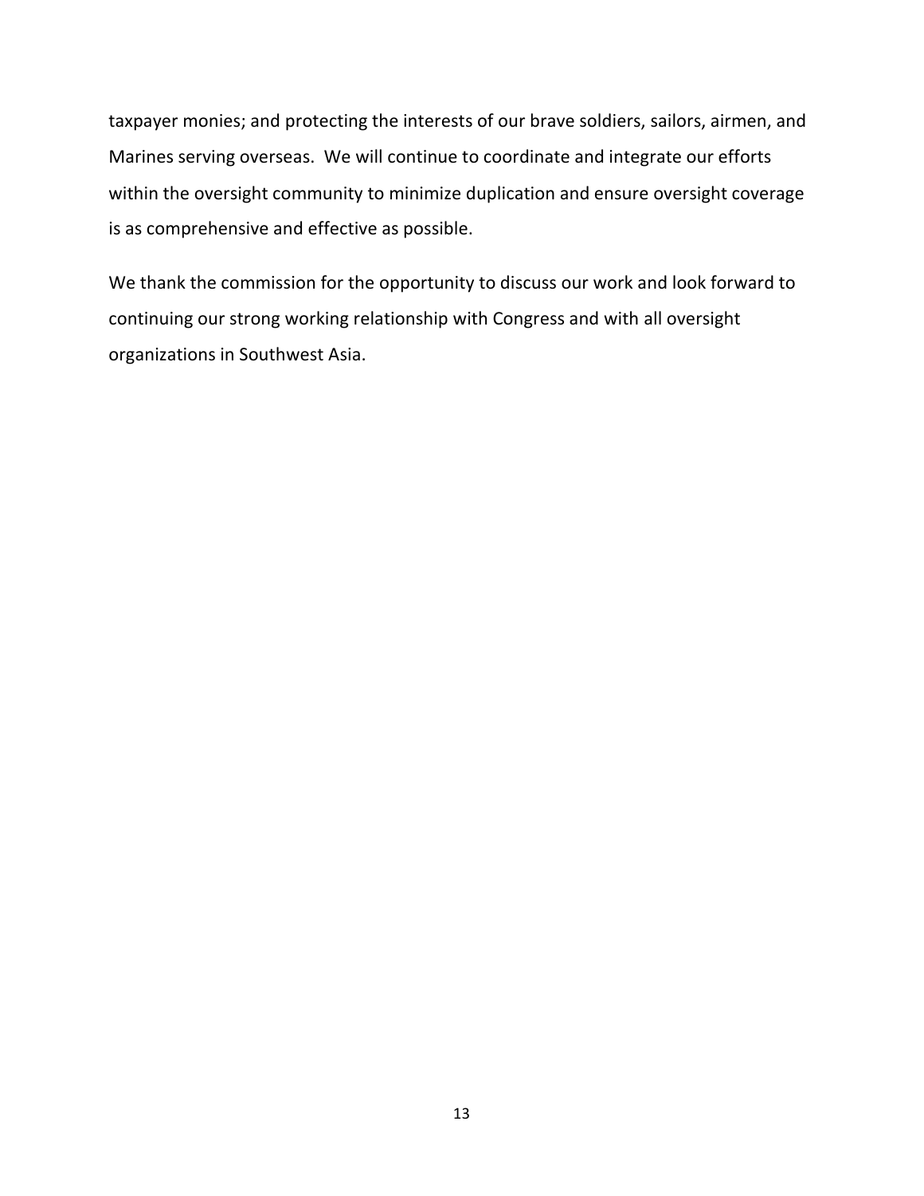taxpayer monies; and protecting the interests of our brave soldiers, sailors, airmen, and Marines serving overseas. We will continue to coordinate and integrate our efforts within the oversight community to minimize duplication and ensure oversight coverage is as comprehensive and effective as possible.

We thank the commission for the opportunity to discuss our work and look forward to continuing our strong working relationship with Congress and with all oversight organizations in Southwest Asia.